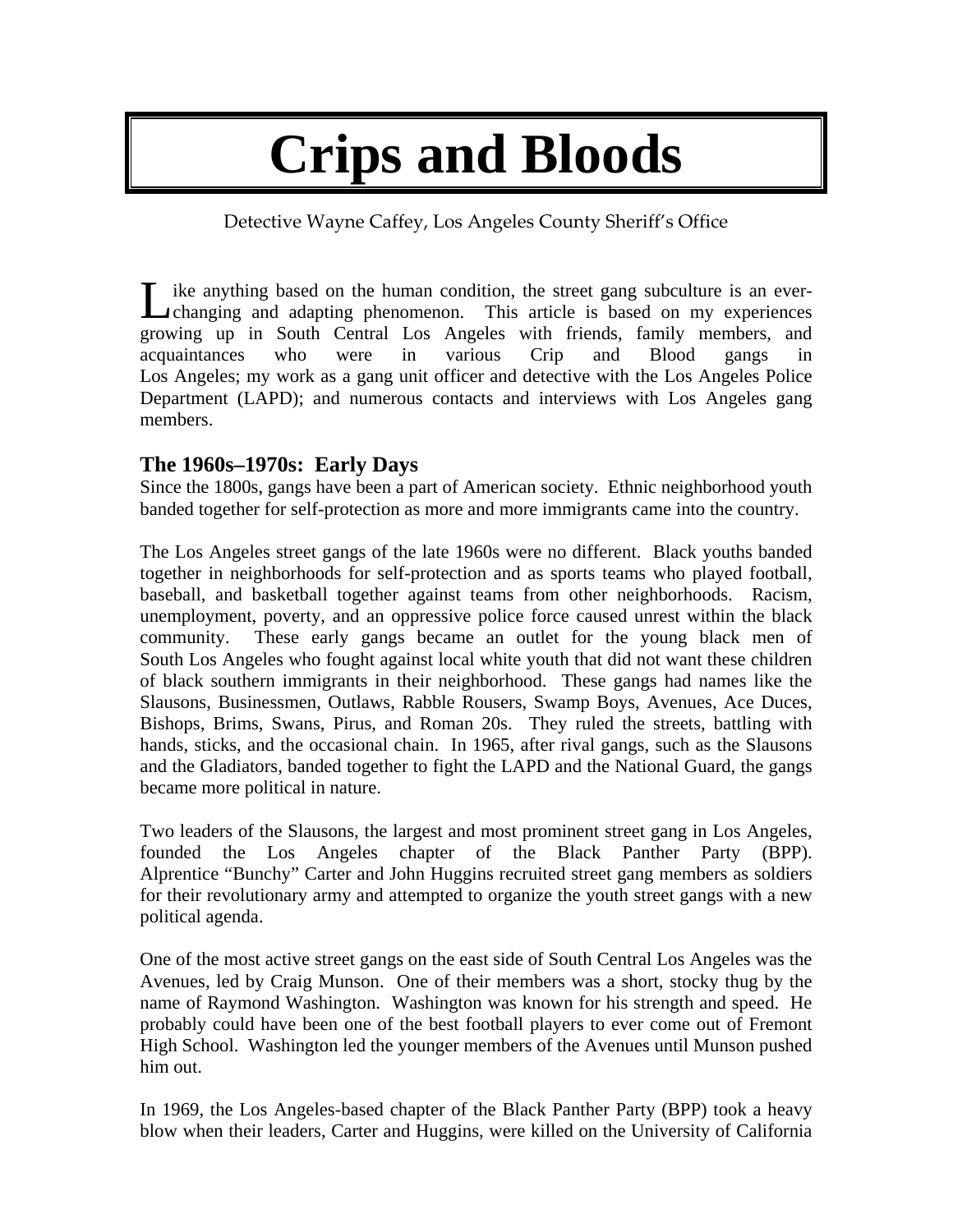# Crips and Bloods

Detective Wayne Caffey, Los Angeles County Sheriff's Office

Like anything based on the human condition, the street gang subculture is an ever-changing and adapting phenomenon. This article is based on my experiences growing up in South Central Los Angeles with friends, family members, and acquaintances who were in various Crip and Blood gangs in Los Angeles; my work as a gang unit officer and detective with the Los Angeles Police Department (LAPD); and numerous contacts and interviews with Los Angeles gang members.

### The 1960s–1970s: Early Days

Since the 1800s, gangs have been a part of American society. Ethnic neighborhood youth banded together for self-protection as more and more immigrants came into the country.

The Los Angeles street gangs of the late 1960s were no different. Black youths banded together in neighborhoods for self-protection and as sports teams who played football, baseball, and basketball together against teams from other neighborhoods. Racism, unemployment, poverty, and an oppressive police force caused unrest within the black community. These early gangs became an outlet for the young black men of South Los Angeles who fought against local white youth that did not want these children of black southern immigrants in their neighborhood. These gangs had names like the Slausons, Businessmen, Outlaws, Rabble Rousers, Swamp Boys, Avenues, Ace Duces, Bishops, Brims, Swans, Pirus, and Roman 20s. They ruled the streets, battling with hands, sticks, and the occasional chain. In 1965, after rival gangs, such as the Slausons and the Gladiators, banded together to fight the LAPD and the National Guard, the gangs became more political in nature.

Two leaders of the Slausons, the largest and most prominent street gang in Los Angeles, founded the Los Angeles chapter of the Black Panther Party (BPP). Alprentice "Bunchy" Carter and John Huggins recruited street gang members as soldiers for their revolutionary army and attempted to organize the youth street gangs with a new political agenda.

One of the most active street gangs on the east side of South Central Los Angeles was the Avenues, led by Craig Munson. One of their members was a short, stocky thug by the name of Raymond Washington. Washington was known for his strength and speed. He probably could have been one of the best football players to ever come out of Fremont High School. Washington led the younger members of the Avenues until Munson pushed him out.

In 1969, the Los Angeles-based chapter of the Black Panther Party (BPP) took a heavy blow when their leaders, Carter and Huggins, were killed on the University of California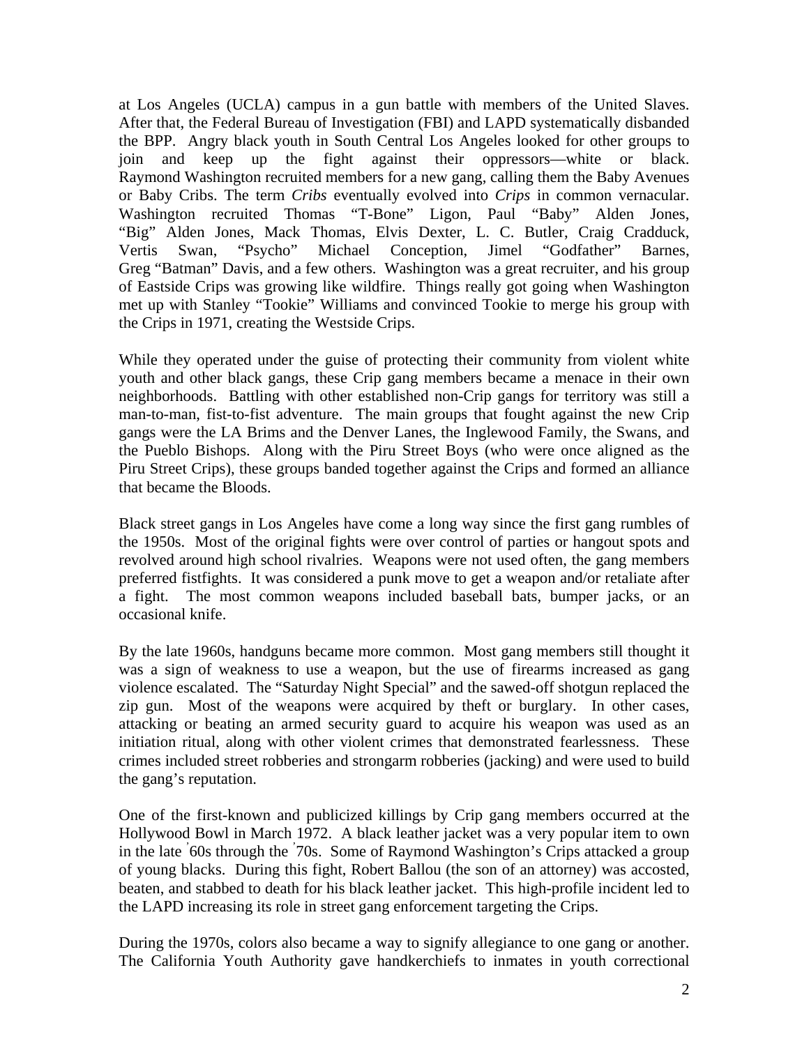at Los Angeles (UCLA) campus in a gun battle with members of the United Slaves. After that, the Federal Bureau of Investigation (FBI) and LAPD systematically disbanded the BPP. Angry black youth in South Central Los Angeles looked for other groups to join and keep up the fight against their oppressors—white or black. Raymond Washington recruited members for a new gang, calling them the Baby Avenues or Baby Cribs. The term *Cribs* eventually evolved into *Crips* in common vernacular. Washington recruited Thomas "T-Bone" Ligon, Paul "Baby" Alden Jones, "Big" Alden Jones, Mack Thomas, Elvis Dexter, L. C. Butler, Craig Cradduck, Vertis Swan, "Psycho" Michael Conception, Jimel "Godfather" Barnes, Greg "Batman" Davis, and a few others. Washington was a great recruiter, and his group of Eastside Crips was growing like wildfire. Things really got going when Washington met up with Stanley "Tookie" Williams and convinced Tookie to merge his group with the Crips in 1971, creating the Westside Crips.

While they operated under the guise of protecting their community from violent white youth and other black gangs, these Crip gang members became a menace in their own neighborhoods. Battling with other established non-Crip gangs for territory was still a man-to-man, fist-to-fist adventure. The main groups that fought against the new Crip gangs were the LA Brims and the Denver Lanes, the Inglewood Family, the Swans, and the Pueblo Bishops. Along with the Piru Street Boys (who were once aligned as the Piru Street Crips), these groups banded together against the Crips and formed an alliance that became the Bloods.

Black street gangs in Los Angeles have come a long way since the first gang rumbles of the 1950s. Most of the original fights were over control of parties or hangout spots and revolved around high school rivalries. Weapons were not used often, the gang members preferred fistfights. It was considered a punk move to get a weapon and/or retaliate after a fight. The most common weapons included baseball bats, bumper jacks, or an occasional knife.

By the late 1960s, handguns became more common. Most gang members still thought it was a sign of weakness to use a weapon, but the use of firearms increased as gang violence escalated. The "Saturday Night Special" and the sawed-off shotgun replaced the zip gun. Most of the weapons were acquired by theft or burglary. In other cases, attacking or beating an armed security guard to acquire his weapon was used as an initiation ritual, along with other violent crimes that demonstrated fearlessness. These crimes included street robberies and strongarm robberies (jacking) and were used to build the gang's reputation.

One of the first-known and publicized killings by Crip gang members occurred at the Hollywood Bowl in March 1972. A black leather jacket was a very popular item to own in the late '60s through the '70s. Some of Raymond Washington's Crips attacked a group of young blacks. During this fight, Robert Ballou (the son of an attorney) was accosted, beaten, and stabbed to death for his black leather jacket. This high-profile incident led to the LAPD increasing its role in street gang enforcement targeting the Crips.

During the 1970s, colors also became a way to signify allegiance to one gang or another. The California Youth Authority gave handkerchiefs to inmates in youth correctional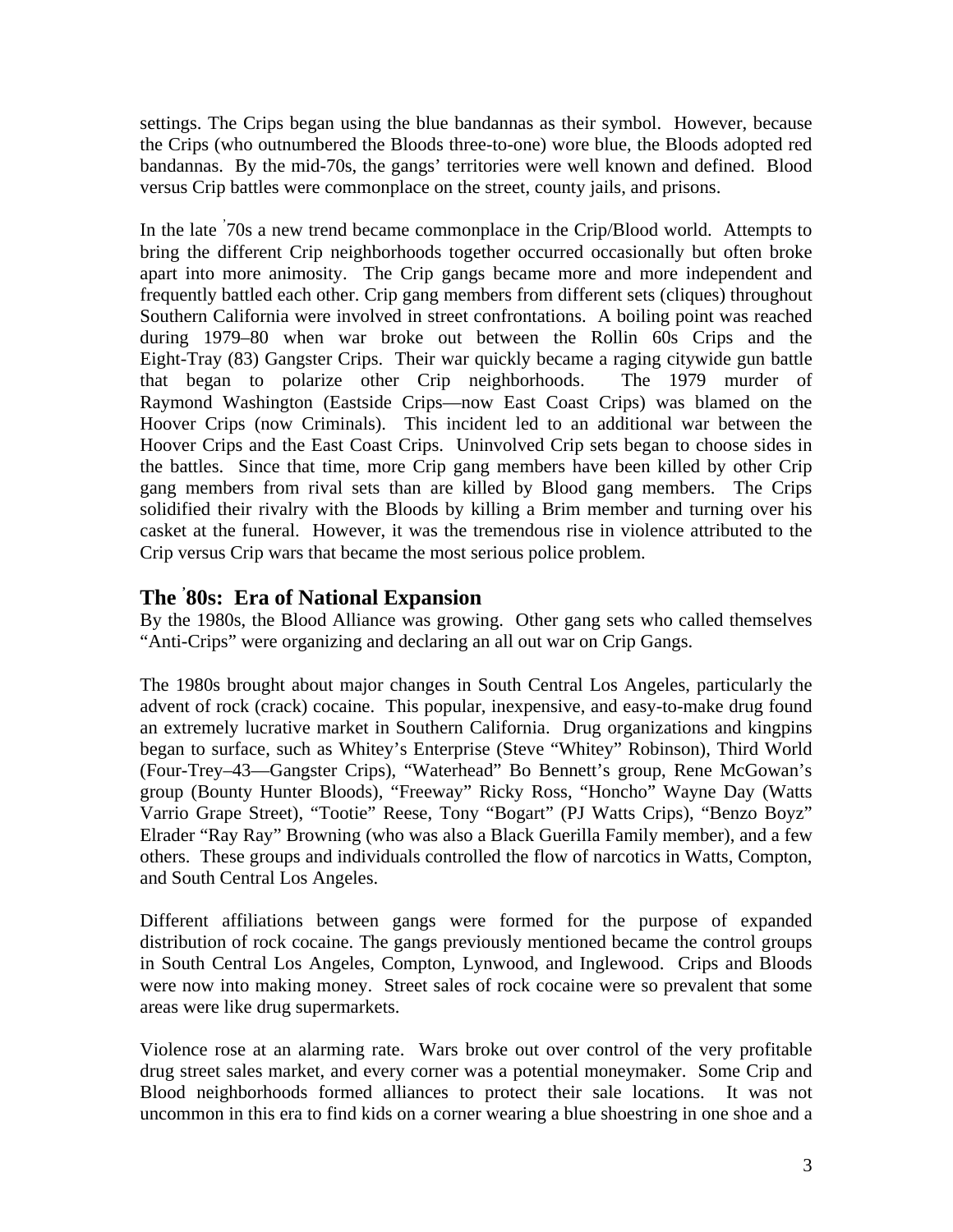settings. The Crips began using the blue bandannas as their symbol. However, because the Crips (who outnumbered the Bloods three-to-one) wore blue, the Bloods adopted red bandannas. By the mid-70s, the gangs' territories were well known and defined. Blood versus Crip battles were commonplace on the street, county jails, and prisons.

In the late ' 70s a new trend became commonplace in the Crip/Blood world. Attempts to bring the different Crip neighborhoods together occurred occasionally but often broke apart into more animosity. The Crip gangs became more and more independent and frequently battled each other. Crip gang members from different sets (cliques) throughout Southern California were involved in street confrontations. A boiling point was reached during 1979–80 when war broke out between the Rollin 60s Crips and the Eight-Tray (83) Gangster Crips. Their war quickly became a raging citywide gun battle that began to polarize other Crip neighborhoods. The 1979 murder of Raymond Washington (Eastside Crips—now East Coast Crips) was blamed on the Hoover Crips (now Criminals). This incident led to an additional war between the Hoover Crips and the East Coast Crips. Uninvolved Crip sets began to choose sides in the battles. Since that time, more Crip gang members have been killed by other Crip gang members from rival sets than are killed by Blood gang members. The Crips solidified their rivalry with the Bloods by killing a Brim member and turning over his casket at the funeral. However, it was the tremendous rise in violence attributed to the Crip versus Crip wars that became the most serious police problem.

## The ' 80s: Era of National Expansion

By the 1980s, the Blood Alliance was growing. Other gang sets who called themselves "Anti-Crips" were organizing and declaring an all out war on Crip Gangs.

The 1980s brought about major changes in South Central Los Angeles, particularly the advent of rock (crack) cocaine. This popular, inexpensive, and easy-to-make drug found an extremely lucrative market in Southern California. Drug organizations and kingpins began to surface, such as Whitey's Enterprise (Steve "Whitey" Robinson), Third World (Four-Trey–43—Gangster Crips), "Waterhead" Bo Bennett's group, Rene McGowan's group (Bounty Hunter Bloods), "Freeway" Ricky Ross, "Honcho" Wayne Day (Watts Varrio Grape Street), "Tootie" Reese, Tony "Bogart" (PJ Watts Crips), "Benzo Boyz" Elrader "Ray Ray" Browning (who was also a Black Guerilla Family member), and a few others. These groups and individuals controlled the flow of narcotics in Watts, Compton, and South Central Los Angeles.

Different affiliations between gangs were formed for the purpose of expanded distribution of rock cocaine. The gangs previously mentioned became the control groups in South Central Los Angeles, Compton, Lynwood, and Inglewood. Crips and Bloods were now into making money. Street sales of rock cocaine were so prevalent that some areas were like drug supermarkets.

Violence rose at an alarming rate. Wars broke out over control of the very profitable drug street sales market, and every corner was a potential moneymaker. Some Crip and Blood neighborhoods formed alliances to protect their sale locations. It was not uncommon in this era to find kids on a corner wearing a blue shoestring in one shoe and a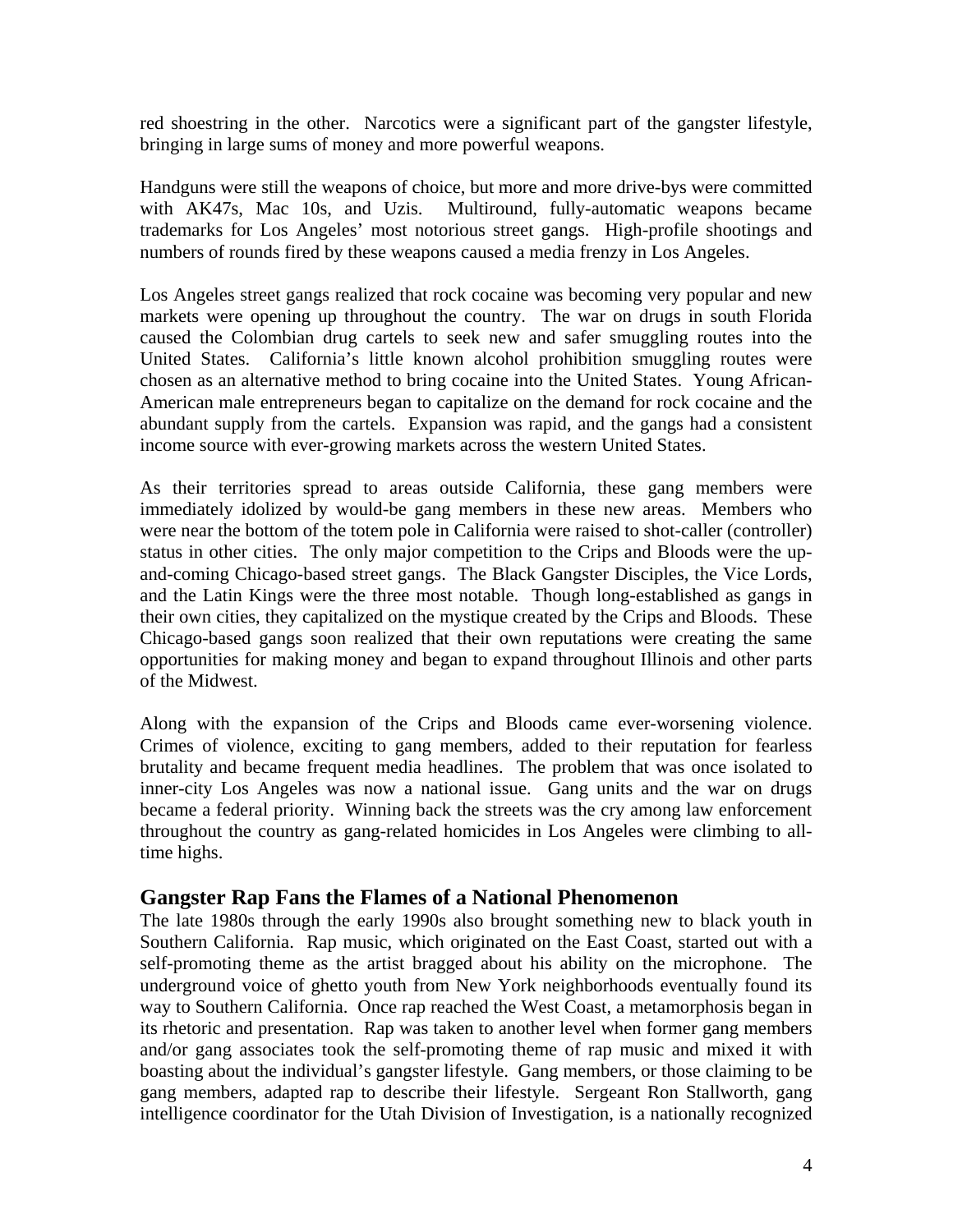red shoestring in the other. Narcotics were a significant part of the gangster lifestyle, bringing in large sums of money and more powerful weapons.

Handguns were still the weapons of choice, but more and more drive-bys were committed with AK47s, Mac 10s, and Uzis. Multiround, fully-automatic weapons became trademarks for Los Angeles' most notorious street gangs. High-profile shootings and numbers of rounds fired by these weapons caused a media frenzy in Los Angeles.

Los Angeles street gangs realized that rock cocaine was becoming very popular and new markets were opening up throughout the country. The war on drugs in south Florida caused the Colombian drug cartels to seek new and safer smuggling routes into the United States. California's little known alcohol prohibition smuggling routes were chosen as an alternative method to bring cocaine into the United States. Young African-American male entrepreneurs began to capitalize on the demand for rock cocaine and the abundant supply from the cartels. Expansion was rapid, and the gangs had a consistent income source with ever-growing markets across the western United States.

As their territories spread to areas outside California, these gang members were immediately idolized by would-be gang members in these new areas. Members who were near the bottom of the totem pole in California were raised to shot-caller (controller) status in other cities. The only major competition to the Crips and Bloods were the up-and-coming Chicago-based street gangs. The Black Gangster Disciples, the Vice Lords, and the Latin Kings were the three most notable. Though long-established as gangs in their own cities, they capitalized on the mystique created by the Crips and Bloods. These Chicago-based gangs soon realized that their own reputations were creating the same opportunities for making money and began to expand throughout Illinois and other parts of the Midwest.

Along with the expansion of the Crips and Bloods came ever-worsening violence. Crimes of violence, exciting to gang members, added to their reputation for fearless brutality and became frequent media headlines. The problem that was once isolated to inner-city Los Angeles was now a national issue. Gang units and the war on drugs became a federal priority. Winning back the streets was the cry among law enforcement throughout the country as gang-related homicides in Los Angeles were climbing to all-time highs.

## Gangster Rap Fans the Flames of a National Phenomenon

The late 1980s through the early 1990s also brought something new to black youth in Southern California. Rap music, which originated on the East Coast, started out with a self-promoting theme as the artist bragged about his ability on the microphone. The underground voice of ghetto youth from New York neighborhoods eventually found its way to Southern California. Once rap reached the West Coast, a metamorphosis began in its rhetoric and presentation. Rap was taken to another level when former gang members and/or gang associates took the self-promoting theme of rap music and mixed it with boasting about the individual's gangster lifestyle. Gang members, or those claiming to be gang members, adapted rap to describe their lifestyle. Sergeant Ron Stallworth, gang intelligence coordinator for the Utah Division of Investigation, is a nationally recognized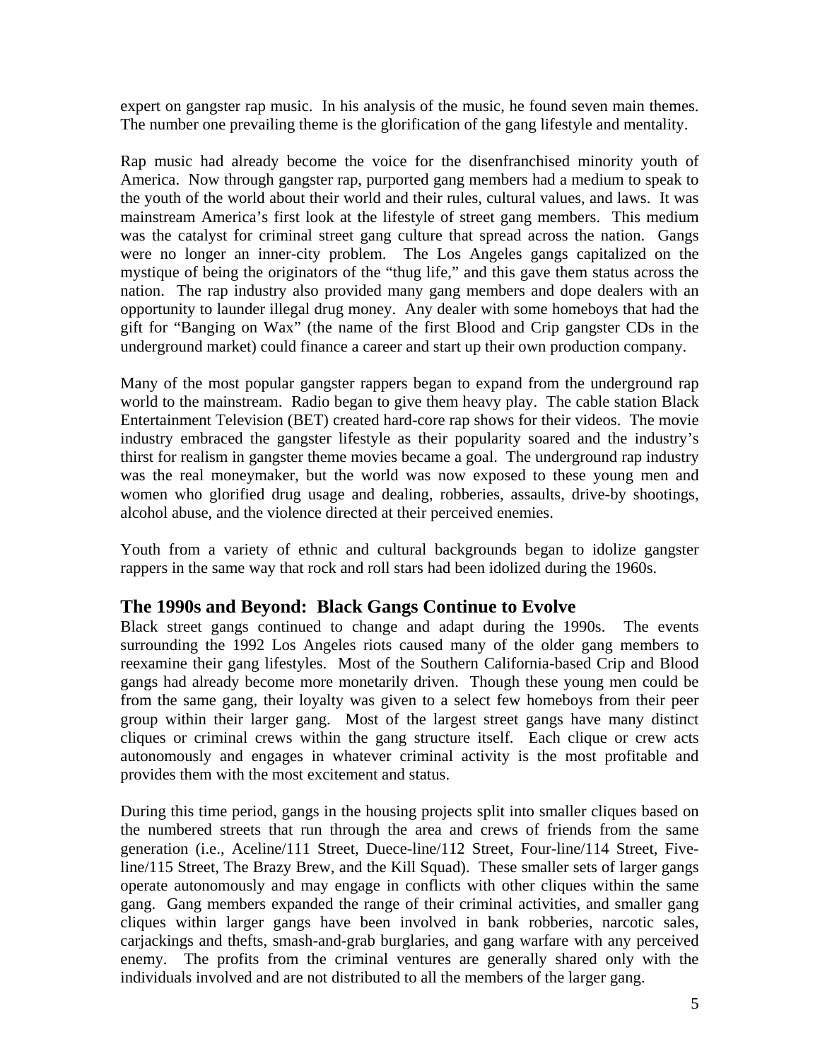expert on gangster rap music. In his analysis of the music, he found seven main themes. The number one prevailing theme is the glorification of the gang lifestyle and mentality.

Rap music had already become the voice for the disenfranchised minority youth of America. Now through gangster rap, purported gang members had a medium to speak to the youth of the world about their world and their rules, cultural values, and laws. It was mainstream America's first look at the lifestyle of street gang members. This medium was the catalyst for criminal street gang culture that spread across the nation. Gangs were no longer an inner-city problem. The Los Angeles gangs capitalized on the mystique of being the originators of the "thug life," and this gave them status across the nation. The rap industry also provided many gang members and dope dealers with an opportunity to launder illegal drug money. Any dealer with some homeboys that had the gift for "Banging on Wax" (the name of the first Blood and Crip gangster CDs in the underground market) could finance a career and start up their own production company.

Many of the most popular gangster rappers began to expand from the underground rap world to the mainstream. Radio began to give them heavy play. The cable station Black Entertainment Television (BET) created hard-core rap shows for their videos. The movie industry embraced the gangster lifestyle as their popularity soared and the industry's thirst for realism in gangster theme movies became a goal. The underground rap industry was the real moneymaker, but the world was now exposed to these young men and women who glorified drug usage and dealing, robberies, assaults, drive-by shootings, alcohol abuse, and the violence directed at their perceived enemies.

Youth from a variety of ethnic and cultural backgrounds began to idolize gangster rappers in the same way that rock and roll stars had been idolized during the 1960s.

## The 1990s and Beyond: Black Gangs Continue to Evolve

Black street gangs continued to change and adapt during the 1990s. The events surrounding the 1992 Los Angeles riots caused many of the older gang members to reexamine their gang lifestyles. Most of the Southern California-based Crip and Blood gangs had already become more monetarily driven. Though these young men could be from the same gang, their loyalty was given to a select few homeboys from their peer group within their larger gang. Most of the largest street gangs have many distinct cliques or criminal crews within the gang structure itself. Each clique or crew acts autonomously and engages in whatever criminal activity is the most profitable and provides them with the most excitement and status.

During this time period, gangs in the housing projects split into smaller cliques based on the numbered streets that run through the area and crews of friends from the same generation (i.e., Aceline/111 Street, Duece-line/112 Street, Four-line/114 Street, Five-line/115 Street, The Brazy Brew, and the Kill Squad). These smaller sets of larger gangs operate autonomously and may engage in conflicts with other cliques within the same gang. Gang members expanded the range of their criminal activities, and smaller gang cliques within larger gangs have been involved in bank robberies, narcotic sales, carjackings and thefts, smash-and-grab burglaries, and gang warfare with any perceived enemy. The profits from the criminal ventures are generally shared only with the individuals involved and are not distributed to all the members of the larger gang.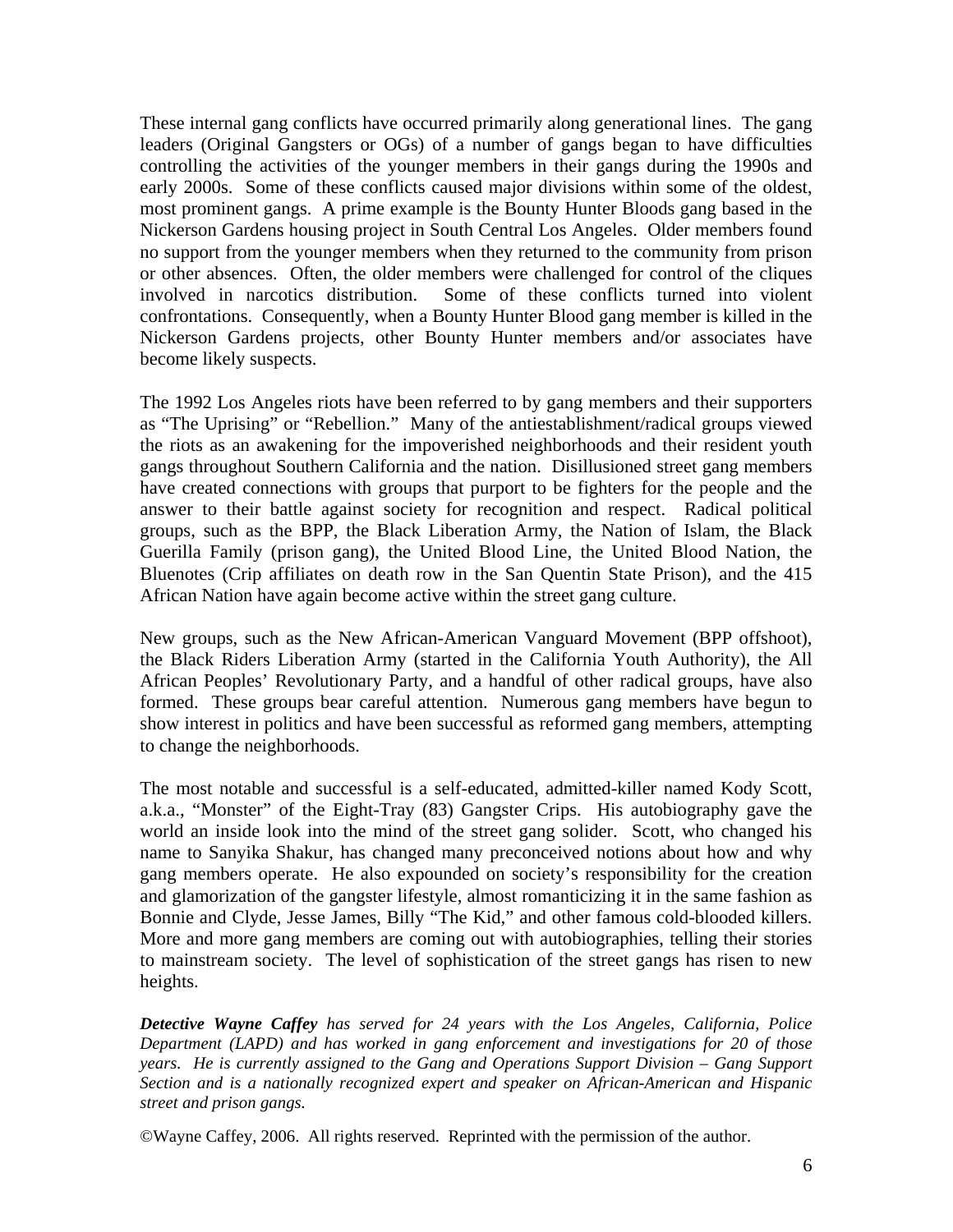These internal gang conflicts have occurred primarily along generational lines. The gang leaders (Original Gangsters or OGs) of a number of gangs began to have difficulties controlling the activities of the younger members in their gangs during the 1990s and early 2000s. Some of these conflicts caused major divisions within some of the oldest, most prominent gangs. A prime example is the Bounty Hunter Bloods gang based in the Nickerson Gardens housing project in South Central Los Angeles. Older members found no support from the younger members when they returned to the community from prison or other absences. Often, the older members were challenged for control of the cliques involved in narcotics distribution. Some of these conflicts turned into violent confrontations. Consequently, when a Bounty Hunter Blood gang member is killed in the Nickerson Gardens projects, other Bounty Hunter members and/or associates have become likely suspects.

The 1992 Los Angeles riots have been referred to by gang members and their supporters as "The Uprising" or "Rebellion." Many of the antiestablishment/radical groups viewed the riots as an awakening for the impoverished neighborhoods and their resident youth gangs throughout Southern California and the nation. Disillusioned street gang members have created connections with groups that purport to be fighters for the people and the answer to their battle against society for recognition and respect. Radical political groups, such as the BPP, the Black Liberation Army, the Nation of Islam, the Black Guerilla Family (prison gang), the United Blood Line, the United Blood Nation, the Bluenotes (Crip affiliates on death row in the San Quentin State Prison), and the 415 African Nation have again become active within the street gang culture.

New groups, such as the New African-American Vanguard Movement (BPP offshoot), the Black Riders Liberation Army (started in the California Youth Authority), the All African Peoples' Revolutionary Party, and a handful of other radical groups, have also formed. These groups bear careful attention. Numerous gang members have begun to show interest in politics and have been successful as reformed gang members, attempting to change the neighborhoods.

The most notable and successful is a self-educated, admitted-killer named Kody Scott, a.k.a., "Monster" of the Eight-Tray (83) Gangster Crips. His autobiography gave the world an inside look into the mind of the street gang solider. Scott, who changed his name to Sanyika Shakur, has changed many preconceived notions about how and why gang members operate. He also expounded on society's responsibility for the creation and glamorization of the gangster lifestyle, almost romanticizing it in the same fashion as Bonnie and Clyde, Jesse James, Billy "The Kid," and other famous cold-blooded killers. More and more gang members are coming out with autobiographies, telling their stories to mainstream society. The level of sophistication of the street gangs has risen to new heights.

***Detective Wayne Caffey*** *has served for 24 years with the Los Angeles, California, Police Department (LAPD) and has worked in gang enforcement and investigations for 20 of those years. He is currently assigned to the Gang and Operations Support Division – Gang Support Section and is a nationally recognized expert and speaker on African-American and Hispanic street and prison gangs.*

©Wayne Caffey, 2006. All rights reserved. Reprinted with the permission of the author.